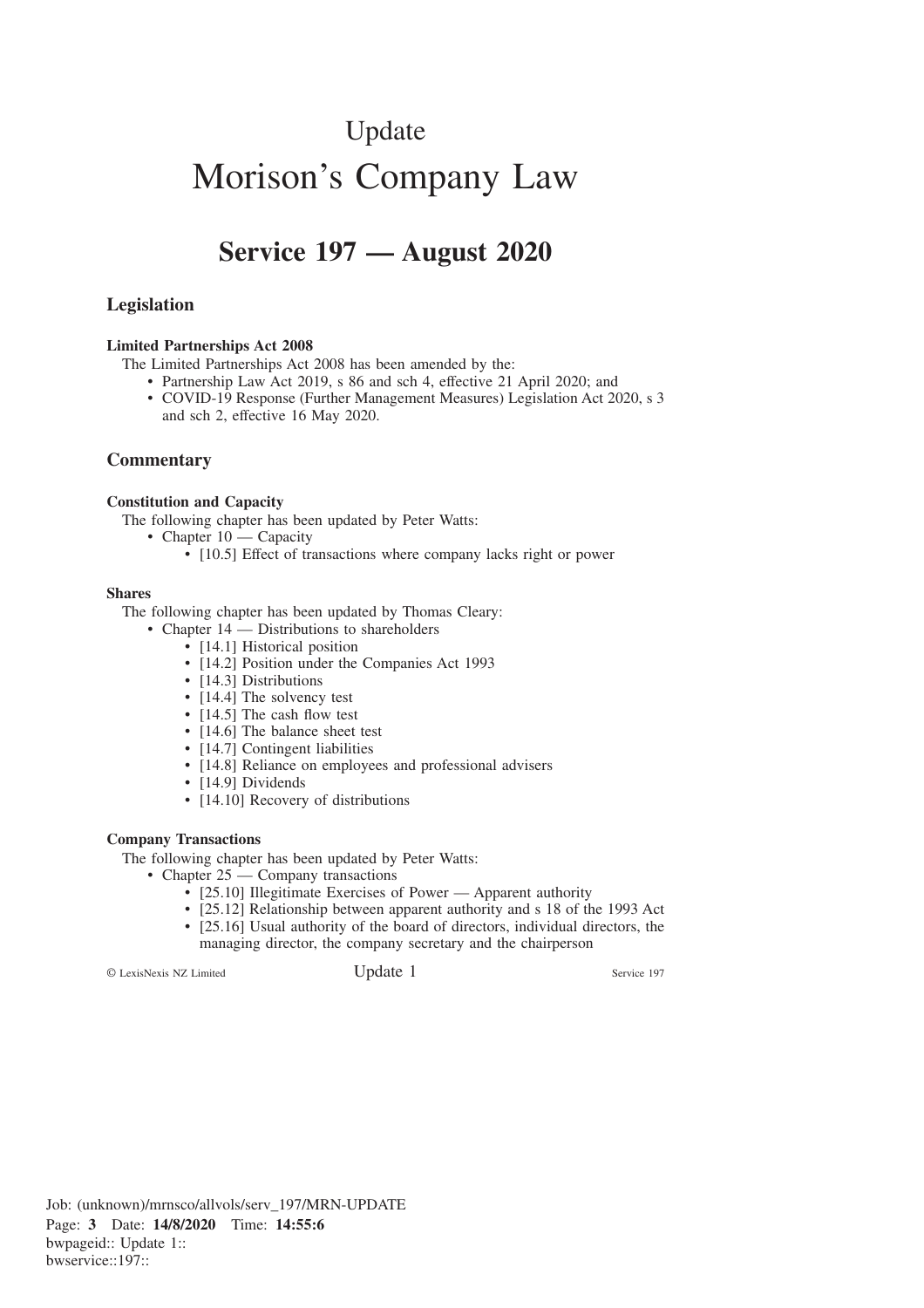# Update

# Morison's Company Law

## Service 197 — August 2020

### Legislation

**Limited Partnerships Act 2008**

The Limited Partnerships Act 2008 has been amended by the:

- Partnership Law Act 2019, s 86 and sch 4, effective 21 April 2020; and
- COVID-19 Response (Further Management Measures) Legislation Act 2020, s 3 and sch 2, effective 16 May 2020.

### Commentary

**Constitution and Capacity**

The following chapter has been updated by Peter Watts:

- Chapter 10 — Capacity
  - [10.5] Effect of transactions where company lacks right or power

**Shares**

The following chapter has been updated by Thomas Cleary:

- Chapter 14 — Distributions to shareholders
  - [14.1] Historical position
  - [14.2] Position under the Companies Act 1993
  - [14.3] Distributions
  - [14.4] The solvency test
  - [14.5] The cash flow test
  - [14.6] The balance sheet test
  - [14.7] Contingent liabilities
  - [14.8] Reliance on employees and professional advisers
  - [14.9] Dividends
  - [14.10] Recovery of distributions

**Company Transactions**

The following chapter has been updated by Peter Watts:

- Chapter 25 — Company transactions
  - [25.10] Illegitimate Exercises of Power — Apparent authority
  - [25.12] Relationship between apparent authority and s 18 of the 1993 Act
  - [25.16] Usual authority of the board of directors, individual directors, the managing director, the company secretary and the chairperson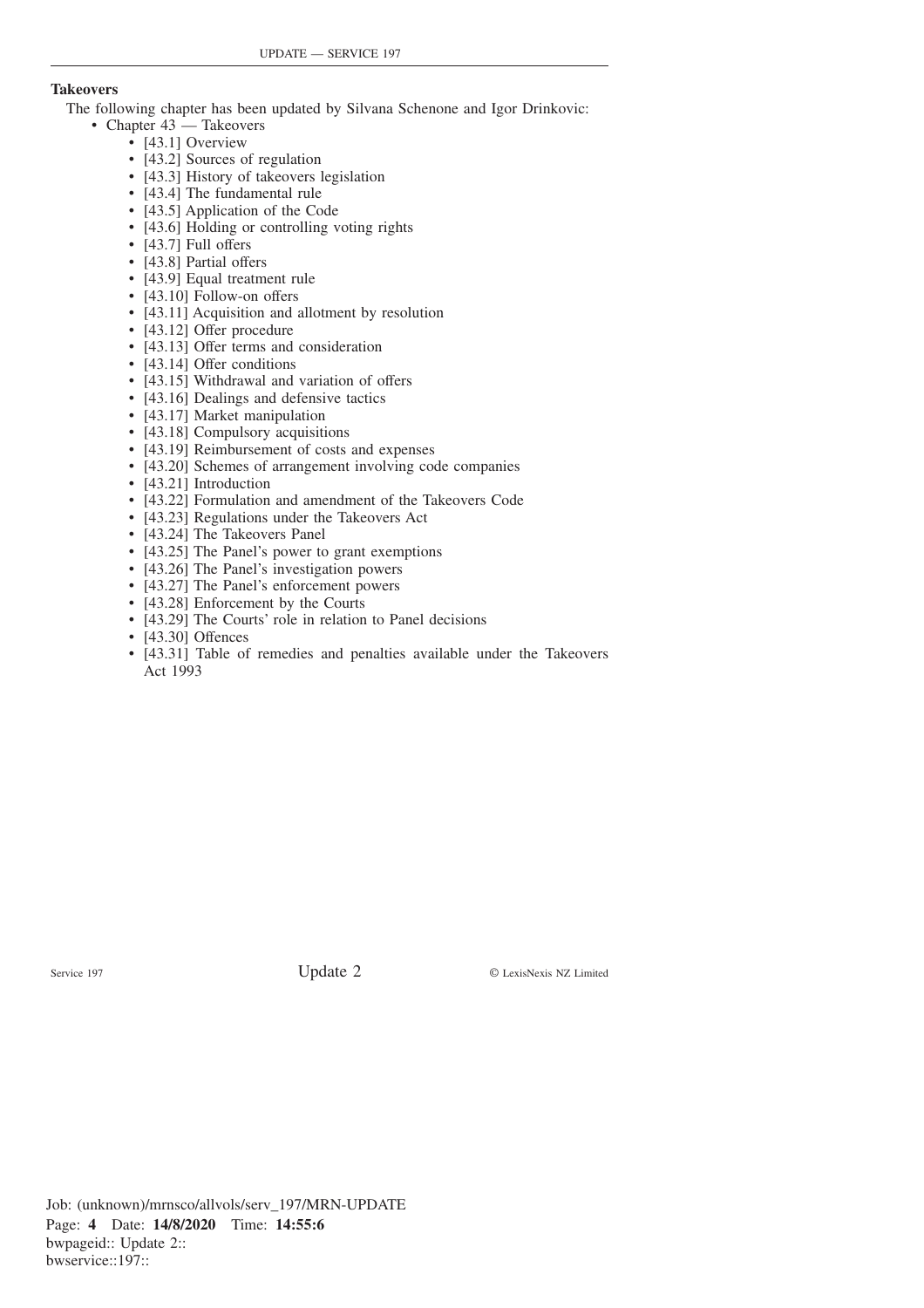**Takeovers**

The following chapter has been updated by Silvana Schenone and Igor Drinkovic:

- Chapter 43 — Takeovers
  - [43.1] Overview
  - [43.2] Sources of regulation
  - [43.3] History of takeovers legislation
  - [43.4] The fundamental rule
  - [43.5] Application of the Code
  - [43.6] Holding or controlling voting rights
  - [43.7] Full offers
  - [43.8] Partial offers
  - [43.9] Equal treatment rule
  - [43.10] Follow-on offers
  - [43.11] Acquisition and allotment by resolution
  - [43.12] Offer procedure
  - [43.13] Offer terms and consideration
  - [43.14] Offer conditions
  - [43.15] Withdrawal and variation of offers
  - [43.16] Dealings and defensive tactics
  - [43.17] Market manipulation
  - [43.18] Compulsory acquisitions
  - [43.19] Reimbursement of costs and expenses
  - [43.20] Schemes of arrangement involving code companies
  - [43.21] Introduction
  - [43.22] Formulation and amendment of the Takeovers Code
  - [43.23] Regulations under the Takeovers Act
  - [43.24] The Takeovers Panel
  - [43.25] The Panel's power to grant exemptions
  - [43.26] The Panel's investigation powers
  - [43.27] The Panel's enforcement powers
  - [43.28] Enforcement by the Courts
  - [43.29] The Courts' role in relation to Panel decisions
  - [43.30] Offences
  - [43.31] Table of remedies and penalties available under the Takeovers Act 1993